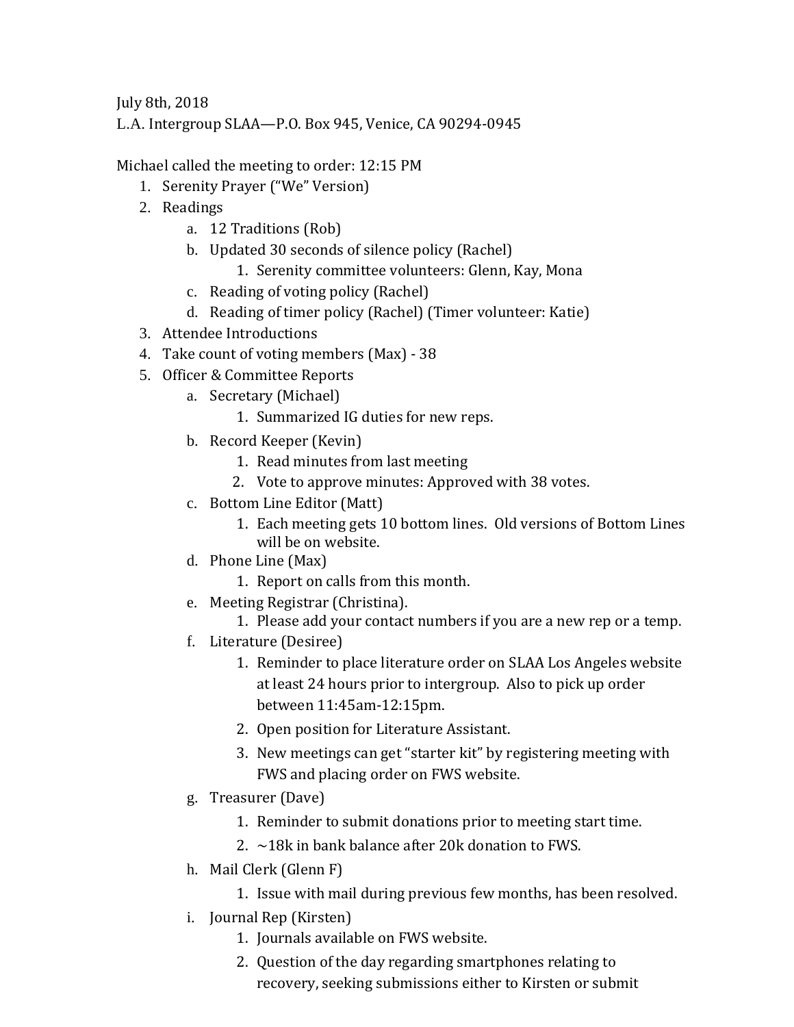July 8th, 2018

L.A. Intergroup SLAA—P.O. Box 945, Venice, CA 90294-0945

Michael called the meeting to order: 12:15 PM

1. Serenity Prayer ("We" Version)
2. Readings
   a. 12 Traditions (Rob)
   b. Updated 30 seconds of silence policy (Rachel)
      1. Serenity committee volunteers: Glenn, Kay, Mona
   c. Reading of voting policy (Rachel)
   d. Reading of timer policy (Rachel) (Timer volunteer: Katie)
3. Attendee Introductions
4. Take count of voting members (Max) - 38
5. Officer & Committee Reports
   a. Secretary (Michael)
      1. Summarized IG duties for new reps.
   b. Record Keeper (Kevin)
      1. Read minutes from last meeting
      2. Vote to approve minutes: Approved with 38 votes.
   c. Bottom Line Editor (Matt)
      1. Each meeting gets 10 bottom lines. Old versions of Bottom Lines will be on website.
   d. Phone Line (Max)
      1. Report on calls from this month.
   e. Meeting Registrar (Christina).
      1. Please add your contact numbers if you are a new rep or a temp.
   f. Literature (Desiree)
      1. Reminder to place literature order on SLAA Los Angeles website at least 24 hours prior to intergroup. Also to pick up order between 11:45am-12:15pm.
      2. Open position for Literature Assistant.
      3. New meetings can get "starter kit" by registering meeting with FWS and placing order on FWS website.
   g. Treasurer (Dave)
      1. Reminder to submit donations prior to meeting start time.
      2. ~18k in bank balance after 20k donation to FWS.
   h. Mail Clerk (Glenn F)
      1. Issue with mail during previous few months, has been resolved.
   i. Journal Rep (Kirsten)
      1. Journals available on FWS website.
      2. Question of the day regarding smartphones relating to recovery, seeking submissions either to Kirsten or submit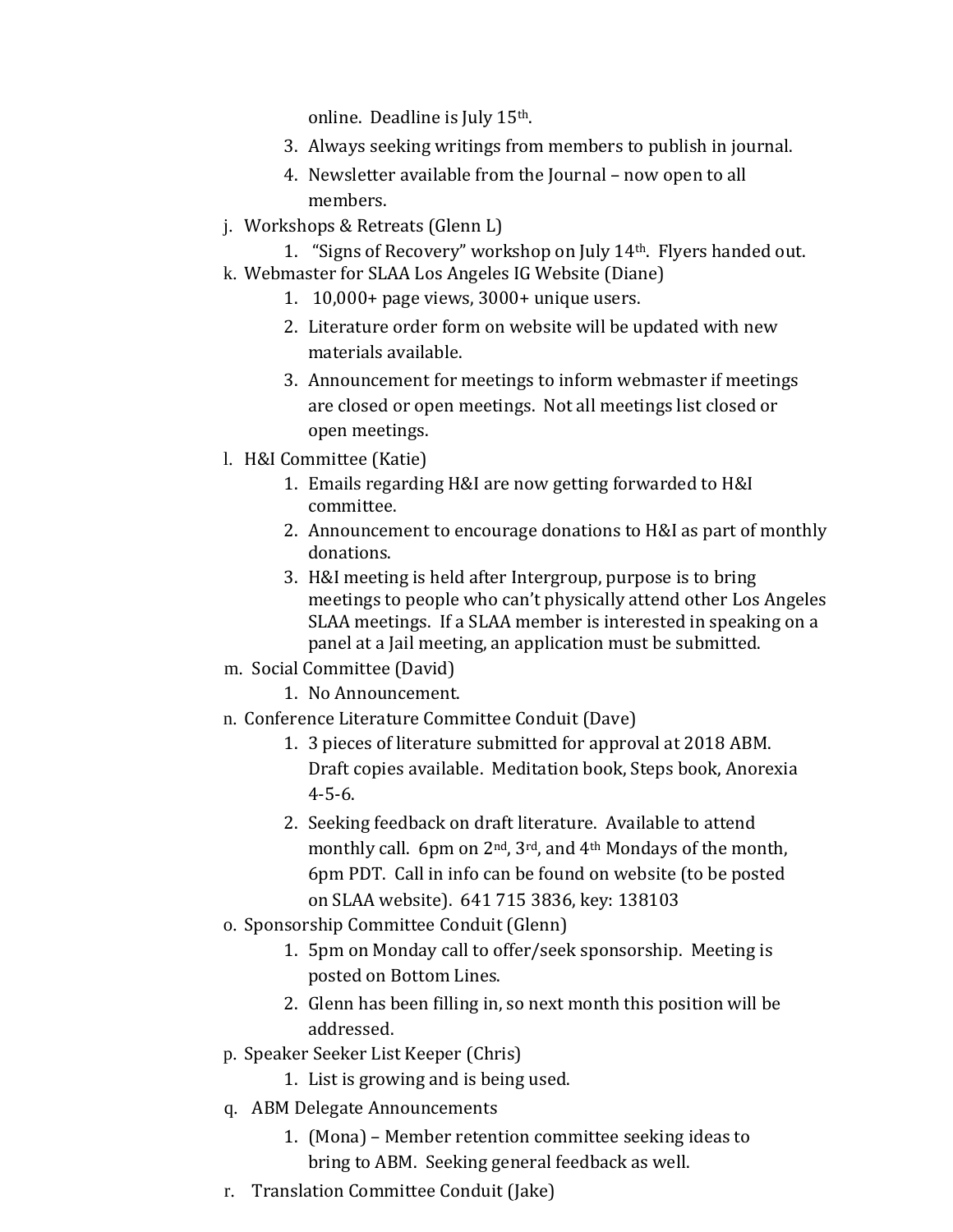online. Deadline is July 15th.

3. Always seeking writings from members to publish in journal.
4. Newsletter available from the Journal – now open to all members.

j. Workshops & Retreats (Glenn L)

1. "Signs of Recovery" workshop on July 14th. Flyers handed out.

k. Webmaster for SLAA Los Angeles IG Website (Diane)

1. 10,000+ page views, 3000+ unique users.
2. Literature order form on website will be updated with new materials available.
3. Announcement for meetings to inform webmaster if meetings are closed or open meetings. Not all meetings list closed or open meetings.

l. H&I Committee (Katie)

1. Emails regarding H&I are now getting forwarded to H&I committee.
2. Announcement to encourage donations to H&I as part of monthly donations.
3. H&I meeting is held after Intergroup, purpose is to bring meetings to people who can't physically attend other Los Angeles SLAA meetings. If a SLAA member is interested in speaking on a panel at a Jail meeting, an application must be submitted.

m. Social Committee (David)

1. No Announcement.

n. Conference Literature Committee Conduit (Dave)

1. 3 pieces of literature submitted for approval at 2018 ABM. Draft copies available. Meditation book, Steps book, Anorexia 4-5-6.
2. Seeking feedback on draft literature. Available to attend monthly call. 6pm on 2nd, 3rd, and 4th Mondays of the month, 6pm PDT. Call in info can be found on website (to be posted on SLAA website). 641 715 3836, key: 138103

o. Sponsorship Committee Conduit (Glenn)

1. 5pm on Monday call to offer/seek sponsorship. Meeting is posted on Bottom Lines.
2. Glenn has been filling in, so next month this position will be addressed.

p. Speaker Seeker List Keeper (Chris)

1. List is growing and is being used.

q. ABM Delegate Announcements

1. (Mona) – Member retention committee seeking ideas to bring to ABM. Seeking general feedback as well.

r. Translation Committee Conduit (Jake)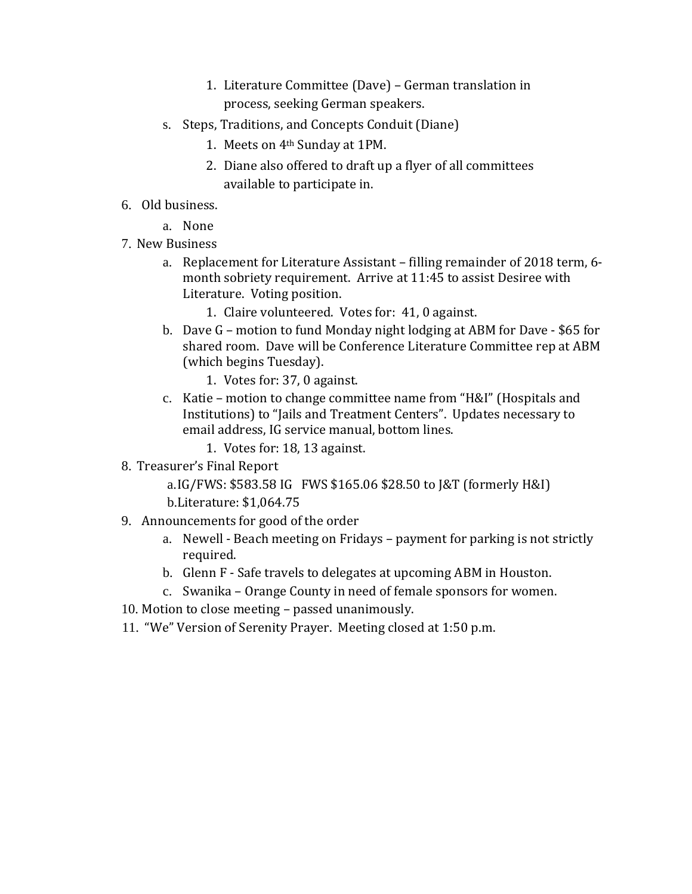1. Literature Committee (Dave) – German translation in process, seeking German speakers.

   s. Steps, Traditions, and Concepts Conduit (Diane)

      1. Meets on 4th Sunday at 1PM.
      2. Diane also offered to draft up a flyer of all committees available to participate in.

6. Old business.

   a. None

7. New Business

   a. Replacement for Literature Assistant – filling remainder of 2018 term, 6-month sobriety requirement. Arrive at 11:45 to assist Desiree with Literature. Voting position.

      1. Claire volunteered. Votes for: 41, 0 against.

   b. Dave G – motion to fund Monday night lodging at ABM for Dave - $65 for shared room. Dave will be Conference Literature Committee rep at ABM (which begins Tuesday).

      1. Votes for: 37, 0 against.

   c. Katie – motion to change committee name from "H&I" (Hospitals and Institutions) to "Jails and Treatment Centers". Updates necessary to email address, IG service manual, bottom lines.

      1. Votes for: 18, 13 against.

8. Treasurer's Final Report

   a. IG/FWS: $583.58 IG FWS $165.06 $28.50 to J&T (formerly H&I)

   b. Literature: $1,064.75

9. Announcements for good of the order

   a. Newell - Beach meeting on Fridays – payment for parking is not strictly required.
   b. Glenn F - Safe travels to delegates at upcoming ABM in Houston.
   c. Swanika – Orange County in need of female sponsors for women.

10. Motion to close meeting – passed unanimously.
11. "We" Version of Serenity Prayer. Meeting closed at 1:50 p.m.